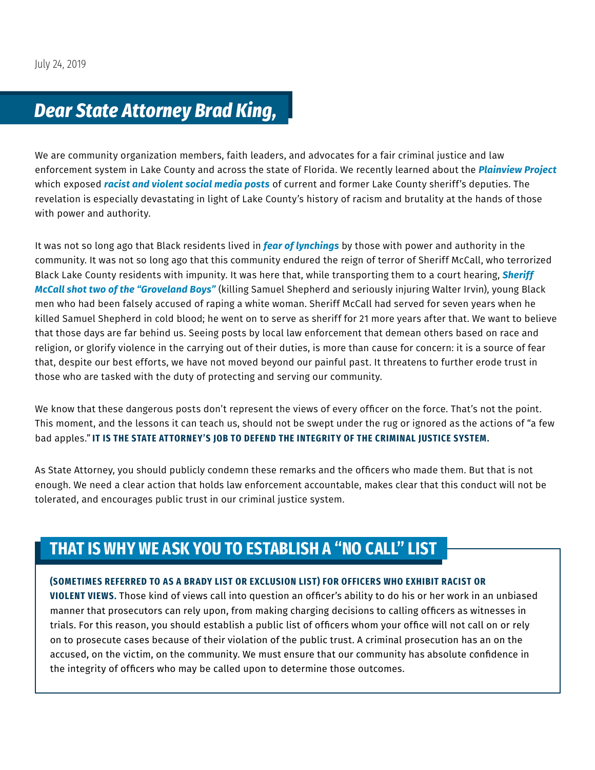July 24, 2019

# *Dear State Attorney Brad King,*

We are community organization members, faith leaders, and advocates for a fair criminal justice and law enforcement system in Lake County and across the state of Florida. We recently learned about the ***Plainview Project*** which exposed ***racist and violent social media posts*** of current and former Lake County sheriff's deputies. The revelation is especially devastating in light of Lake County's history of racism and brutality at the hands of those with power and authority.

It was not so long ago that Black residents lived in ***fear of lynchings*** by those with power and authority in the community. It was not so long ago that this community endured the reign of terror of Sheriff McCall, who terrorized Black Lake County residents with impunity. It was here that, while transporting them to a court hearing, ***Sheriff McCall shot two of the "Groveland Boys"*** (killing Samuel Shepherd and seriously injuring Walter Irvin), young Black men who had been falsely accused of raping a white woman. Sheriff McCall had served for seven years when he killed Samuel Shepherd in cold blood; he went on to serve as sheriff for 21 more years after that. We want to believe that those days are far behind us. Seeing posts by local law enforcement that demean others based on race and religion, or glorify violence in the carrying out of their duties, is more than cause for concern: it is a source of fear that, despite our best efforts, we have not moved beyond our painful past. It threatens to further erode trust in those who are tasked with the duty of protecting and serving our community.

We know that these dangerous posts don't represent the views of every officer on the force. That's not the point. This moment, and the lessons it can teach us, should not be swept under the rug or ignored as the actions of "a few bad apples." **IT IS THE STATE ATTORNEY'S JOB TO DEFEND THE INTEGRITY OF THE CRIMINAL JUSTICE SYSTEM.**

As State Attorney, you should publicly condemn these remarks and the officers who made them. But that is not enough. We need a clear action that holds law enforcement accountable, makes clear that this conduct will not be tolerated, and encourages public trust in our criminal justice system.

## THAT IS WHY WE ASK YOU TO ESTABLISH A "NO CALL" LIST

**(SOMETIMES REFERRED TO AS A BRADY LIST OR EXCLUSION LIST) FOR OFFICERS WHO EXHIBIT RACIST OR VIOLENT VIEWS.** Those kind of views call into question an officer's ability to do his or her work in an unbiased manner that prosecutors can rely upon, from making charging decisions to calling officers as witnesses in trials. For this reason, you should establish a public list of officers whom your office will not call on or rely on to prosecute cases because of their violation of the public trust. A criminal prosecution has an on the accused, on the victim, on the community. We must ensure that our community has absolute confidence in the integrity of officers who may be called upon to determine those outcomes.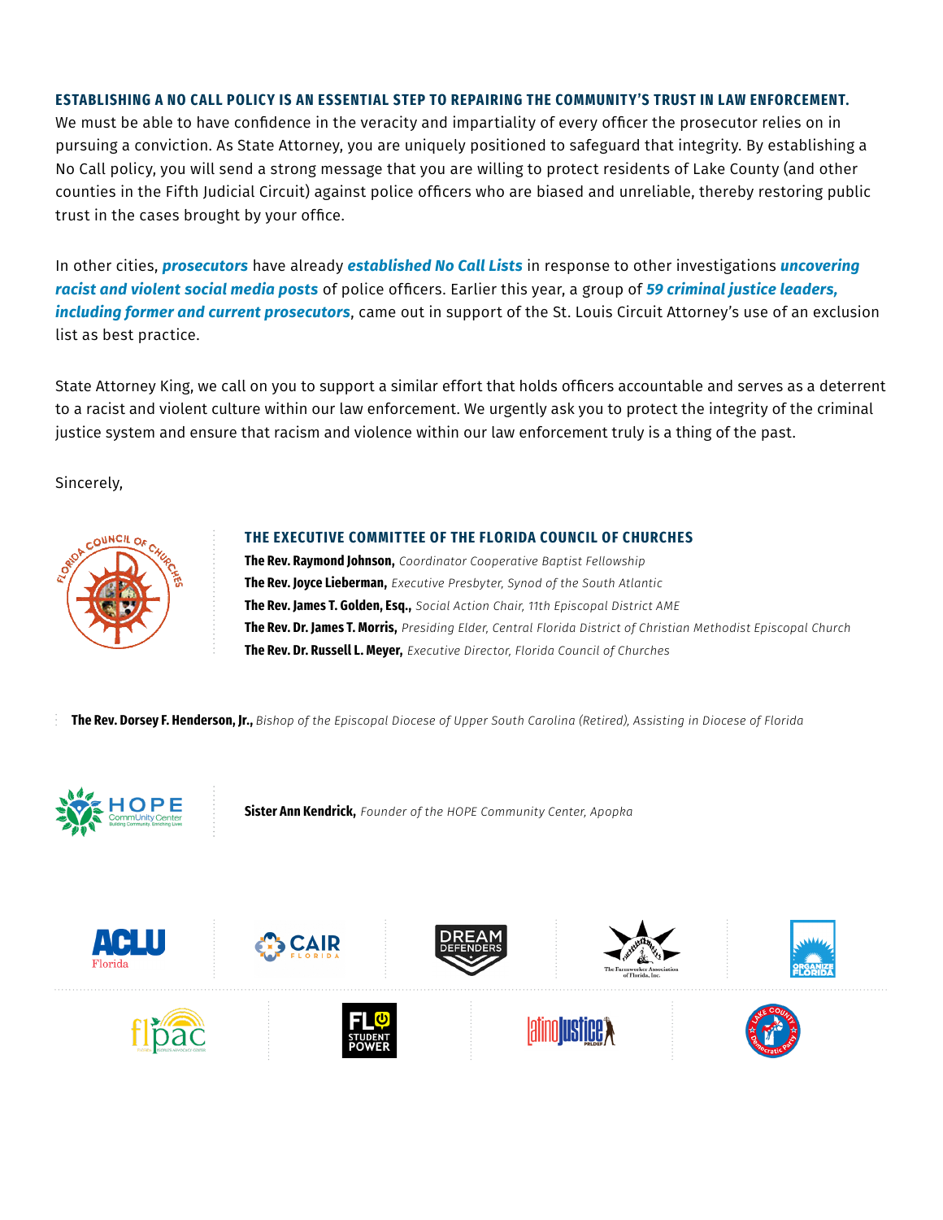**ESTABLISHING A NO CALL POLICY IS AN ESSENTIAL STEP TO REPAIRING THE COMMUNITY'S TRUST IN LAW ENFORCEMENT.** We must be able to have confidence in the veracity and impartiality of every officer the prosecutor relies on in pursuing a conviction. As State Attorney, you are uniquely positioned to safeguard that integrity. By establishing a No Call policy, you will send a strong message that you are willing to protect residents of Lake County (and other counties in the Fifth Judicial Circuit) against police officers who are biased and unreliable, thereby restoring public trust in the cases brought by your office.

In other cities, ***prosecutors*** have already ***established No Call Lists*** in response to other investigations ***uncovering racist and violent social media posts*** of police officers. Earlier this year, a group of ***59 criminal justice leaders, including former and current prosecutors***, came out in support of the St. Louis Circuit Attorney's use of an exclusion list as best practice.

State Attorney King, we call on you to support a similar effort that holds officers accountable and serves as a deterrent to a racist and violent culture within our law enforcement. We urgently ask you to protect the integrity of the criminal justice system and ensure that racism and violence within our law enforcement truly is a thing of the past.

Sincerely,

**THE EXECUTIVE COMMITTEE OF THE FLORIDA COUNCIL OF CHURCHES**

**The Rev. Raymond Johnson,** *Coordinator Cooperative Baptist Fellowship*
**The Rev. Joyce Lieberman,** *Executive Presbyter, Synod of the South Atlantic*
**The Rev. James T. Golden, Esq.,** *Social Action Chair, 11th Episcopal District AME*
**The Rev. Dr. James T. Morris,** *Presiding Elder, Central Florida District of Christian Methodist Episcopal Church*
**The Rev. Dr. Russell L. Meyer,** *Executive Director, Florida Council of Churches*

**The Rev. Dorsey F. Henderson, Jr.,** *Bishop of the Episcopal Diocese of Upper South Carolina (Retired), Assisting in Diocese of Florida*

**Sister Ann Kendrick,** *Founder of the HOPE Community Center, Apopka*

ACLU Florida | CAIR Florida | Dream Defenders | The Farmworker Association of Florida, Inc. | Organize Florida

flpac | FL Student Power | LatinoJustice PRLDEF | Lake County Democratic Party